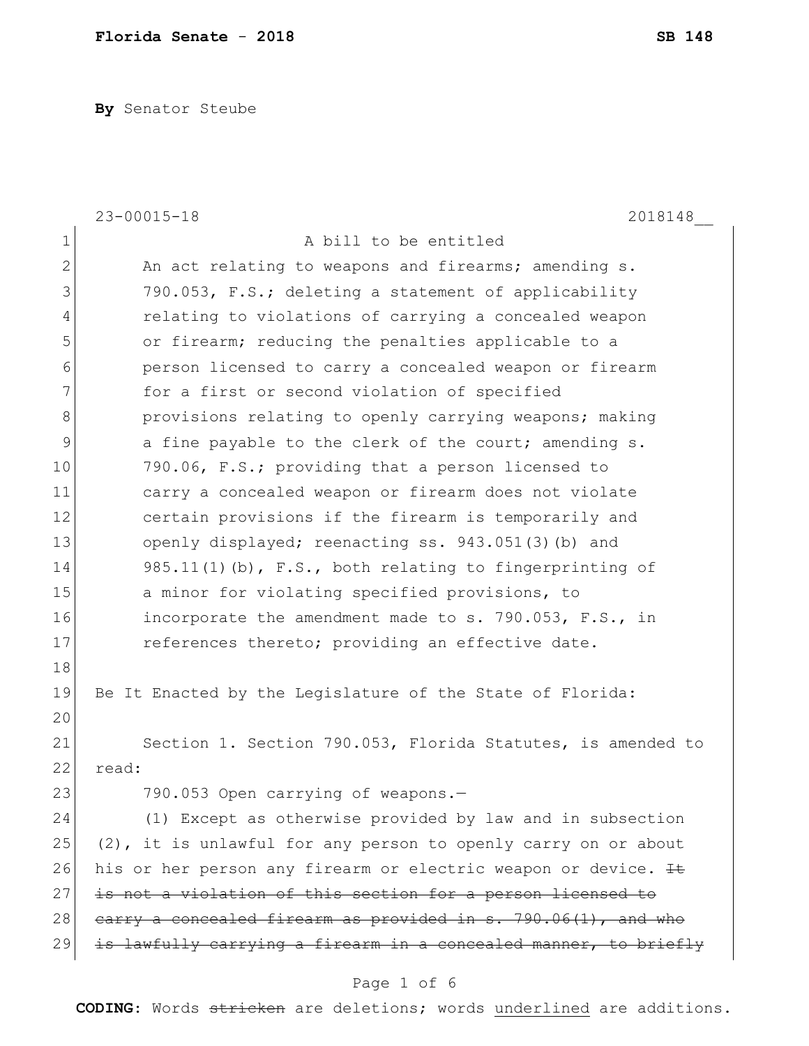**Florida Senate - 2018** **SB 148**

**By** Senator Steube

23-00015-18 2018148__

A bill to be entitled

An act relating to weapons and firearms; amending s. 790.053, F.S.; deleting a statement of applicability relating to violations of carrying a concealed weapon or firearm; reducing the penalties applicable to a person licensed to carry a concealed weapon or firearm for a first or second violation of specified provisions relating to openly carrying weapons; making a fine payable to the clerk of the court; amending s. 790.06, F.S.; providing that a person licensed to carry a concealed weapon or firearm does not violate certain provisions if the firearm is temporarily and openly displayed; reenacting ss. 943.051(3)(b) and 985.11(1)(b), F.S., both relating to fingerprinting of a minor for violating specified provisions, to incorporate the amendment made to s. 790.053, F.S., in references thereto; providing an effective date.

Be It Enacted by the Legislature of the State of Florida:

Section 1. Section 790.053, Florida Statutes, is amended to read:

790.053 Open carrying of weapons.—

(1) Except as otherwise provided by law and in subsection (2), it is unlawful for any person to openly carry on or about his or her person any firearm or electric weapon or device. ~~It is not a violation of this section for a person licensed to carry a concealed firearm as provided in s. 790.06(1), and who is lawfully carrying a firearm in a concealed manner, to briefly~~

CODING: Words ~~stricken~~ are deletions; words underlined are additions.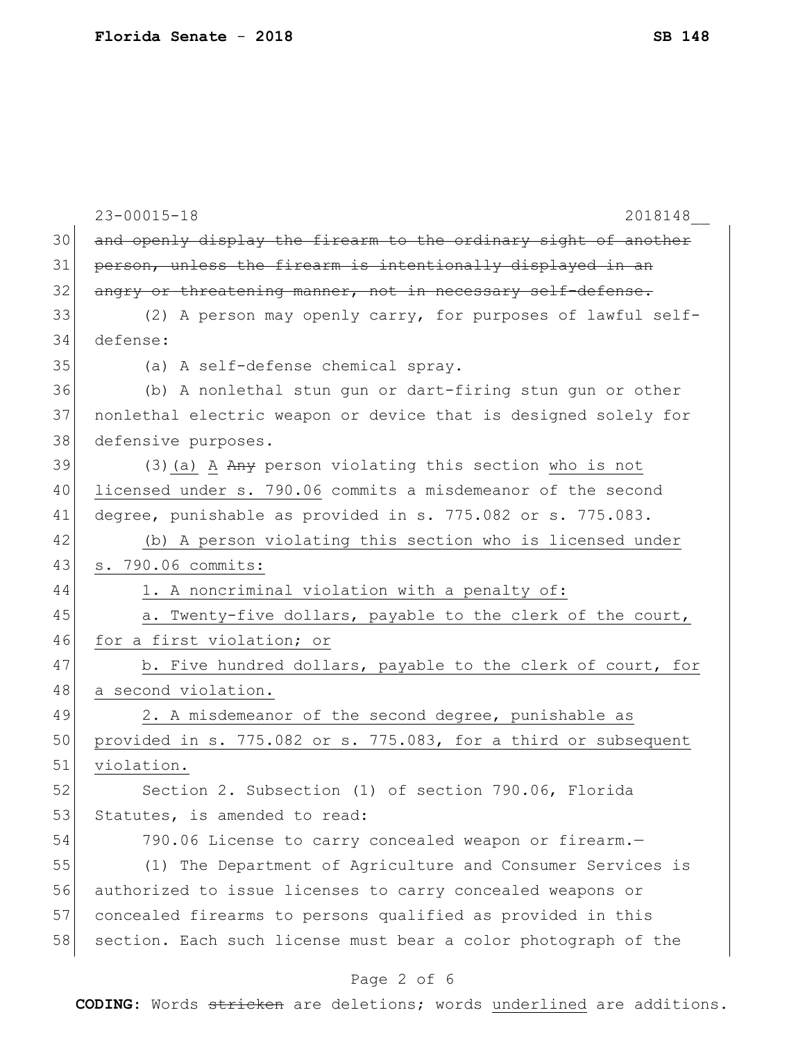~~and openly display the firearm to the ordinary sight of another person, unless the firearm is intentionally displayed in an angry or threatening manner, not in necessary self-defense.~~

(2) A person may openly carry, for purposes of lawful self-defense:

(a) A self-defense chemical spray.

(b) A nonlethal stun gun or dart-firing stun gun or other nonlethal electric weapon or device that is designed solely for defensive purposes.

(3)<u>(a)</u> <u>A</u> ~~Any~~ person violating this section <u>who is not licensed under s. 790.06</u> commits a misdemeanor of the second degree, punishable as provided in s. 775.082 or s. 775.083.

<u>(b) A person violating this section who is licensed under s. 790.06 commits:</u>

<u>1. A noncriminal violation with a penalty of:</u>

<u>a. Twenty-five dollars, payable to the clerk of the court, for a first violation; or</u>

<u>b. Five hundred dollars, payable to the clerk of court, for a second violation.</u>

<u>2. A misdemeanor of the second degree, punishable as provided in s. 775.082 or s. 775.083, for a third or subsequent violation.</u>

Section 2. Subsection (1) of section 790.06, Florida Statutes, is amended to read:

790.06 License to carry concealed weapon or firearm.—

(1) The Department of Agriculture and Consumer Services is authorized to issue licenses to carry concealed weapons or concealed firearms to persons qualified as provided in this section. Each such license must bear a color photograph of the

**CODING:** Words ~~stricken~~ are deletions; words <u>underlined</u> are additions.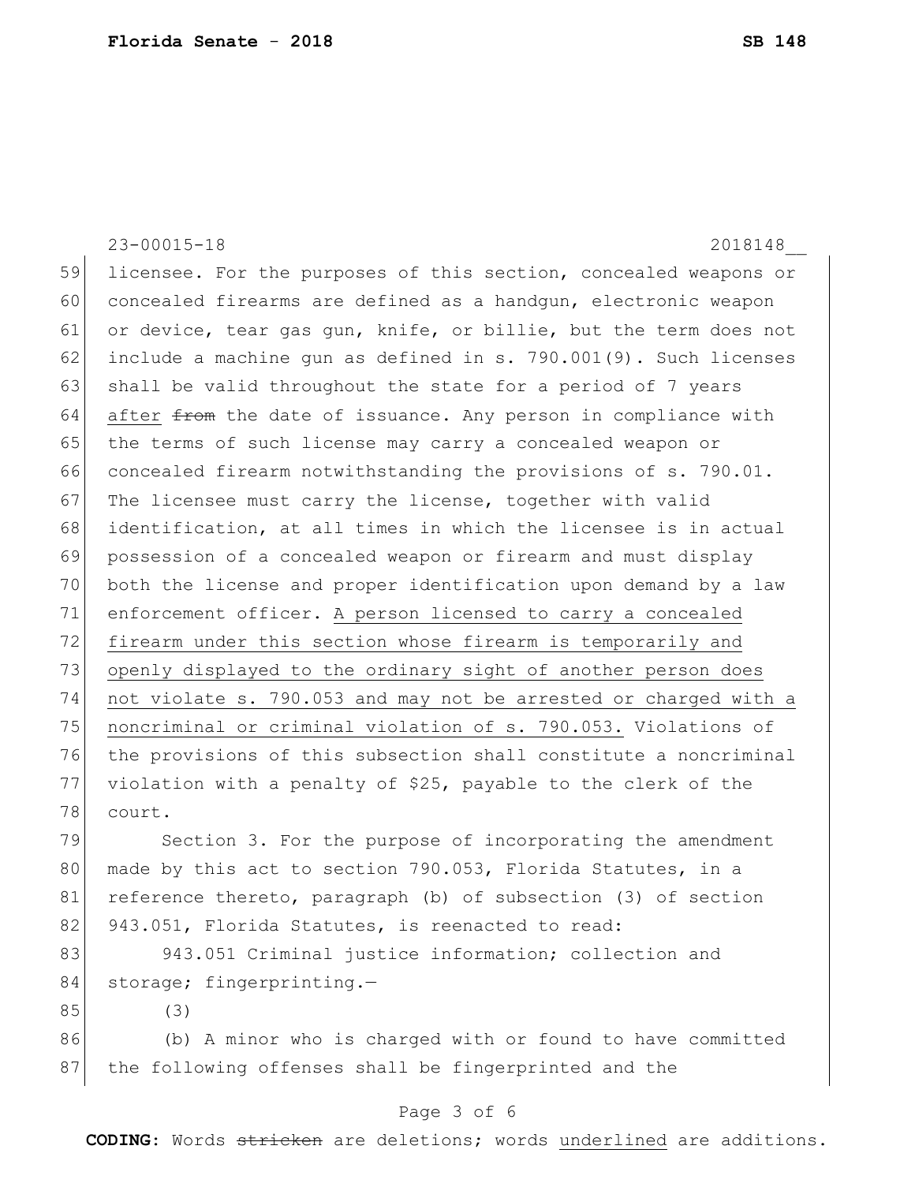licensee. For the purposes of this section, concealed weapons or concealed firearms are defined as a handgun, electronic weapon or device, tear gas gun, knife, or billie, but the term does not include a machine gun as defined in s. 790.001(9). Such licenses shall be valid throughout the state for a period of 7 years <u>after</u> ~~from~~ the date of issuance. Any person in compliance with the terms of such license may carry a concealed weapon or concealed firearm notwithstanding the provisions of s. 790.01. The licensee must carry the license, together with valid identification, at all times in which the licensee is in actual possession of a concealed weapon or firearm and must display both the license and proper identification upon demand by a law enforcement officer. <u>A person licensed to carry a concealed firearm under this section whose firearm is temporarily and openly displayed to the ordinary sight of another person does not violate s. 790.053 and may not be arrested or charged with a noncriminal or criminal violation of s. 790.053.</u> Violations of the provisions of this subsection shall constitute a noncriminal violation with a penalty of $25, payable to the clerk of the court.

Section 3. For the purpose of incorporating the amendment made by this act to section 790.053, Florida Statutes, in a reference thereto, paragraph (b) of subsection (3) of section 943.051, Florida Statutes, is reenacted to read:

943.051 Criminal justice information; collection and storage; fingerprinting.—

(3)

(b) A minor who is charged with or found to have committed the following offenses shall be fingerprinted and the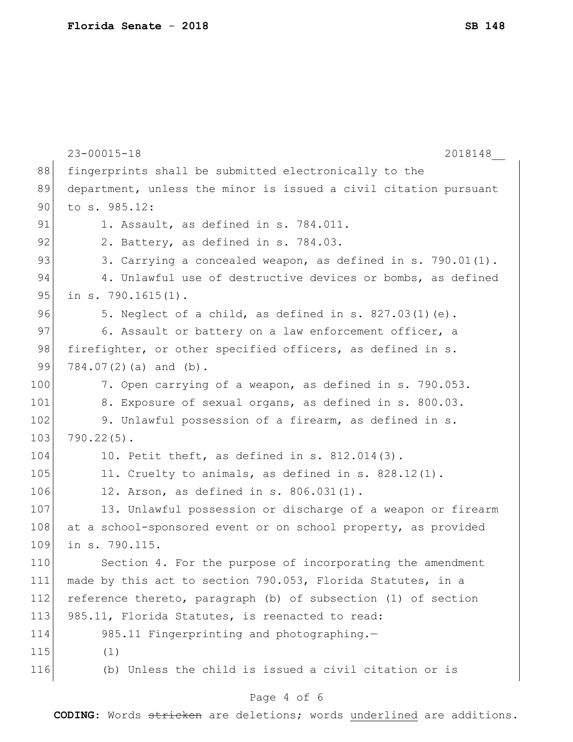fingerprints shall be submitted electronically to the department, unless the minor is issued a civil citation pursuant to s. 985.12:

1. Assault, as defined in s. 784.011.
2. Battery, as defined in s. 784.03.
3. Carrying a concealed weapon, as defined in s. 790.01(1).
4. Unlawful use of destructive devices or bombs, as defined in s. 790.1615(1).
5. Neglect of a child, as defined in s. 827.03(1)(e).
6. Assault or battery on a law enforcement officer, a firefighter, or other specified officers, as defined in s. 784.07(2)(a) and (b).
7. Open carrying of a weapon, as defined in s. 790.053.
8. Exposure of sexual organs, as defined in s. 800.03.
9. Unlawful possession of a firearm, as defined in s. 790.22(5).
10. Petit theft, as defined in s. 812.014(3).
11. Cruelty to animals, as defined in s. 828.12(1).
12. Arson, as defined in s. 806.031(1).
13. Unlawful possession or discharge of a weapon or firearm at a school-sponsored event or on school property, as provided in s. 790.115.

Section 4. For the purpose of incorporating the amendment made by this act to section 790.053, Florida Statutes, in a reference thereto, paragraph (b) of subsection (1) of section 985.11, Florida Statutes, is reenacted to read:

985.11 Fingerprinting and photographing.—

(1)

(b) Unless the child is issued a civil citation or is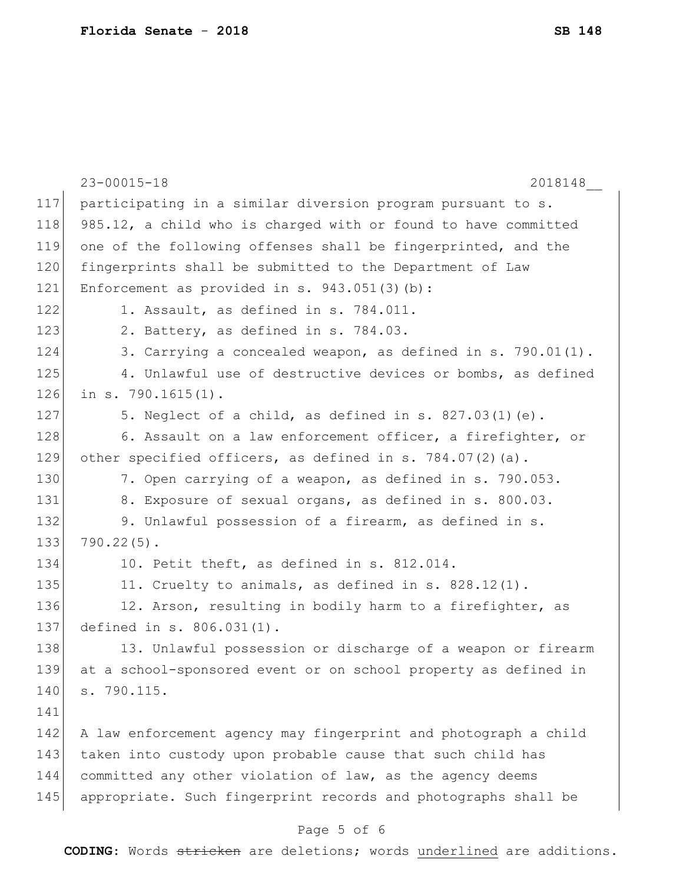participating in a similar diversion program pursuant to s. 985.12, a child who is charged with or found to have committed one of the following offenses shall be fingerprinted, and the fingerprints shall be submitted to the Department of Law Enforcement as provided in s. 943.051(3)(b):

1. Assault, as defined in s. 784.011.
2. Battery, as defined in s. 784.03.
3. Carrying a concealed weapon, as defined in s. 790.01(1).
4. Unlawful use of destructive devices or bombs, as defined in s. 790.1615(1).
5. Neglect of a child, as defined in s. 827.03(1)(e).
6. Assault on a law enforcement officer, a firefighter, or other specified officers, as defined in s. 784.07(2)(a).
7. Open carrying of a weapon, as defined in s. 790.053.
8. Exposure of sexual organs, as defined in s. 800.03.
9. Unlawful possession of a firearm, as defined in s. 790.22(5).
10. Petit theft, as defined in s. 812.014.
11. Cruelty to animals, as defined in s. 828.12(1).
12. Arson, resulting in bodily harm to a firefighter, as defined in s. 806.031(1).
13. Unlawful possession or discharge of a weapon or firearm at a school-sponsored event or on school property as defined in s. 790.115.

A law enforcement agency may fingerprint and photograph a child taken into custody upon probable cause that such child has committed any other violation of law, as the agency deems appropriate. Such fingerprint records and photographs shall be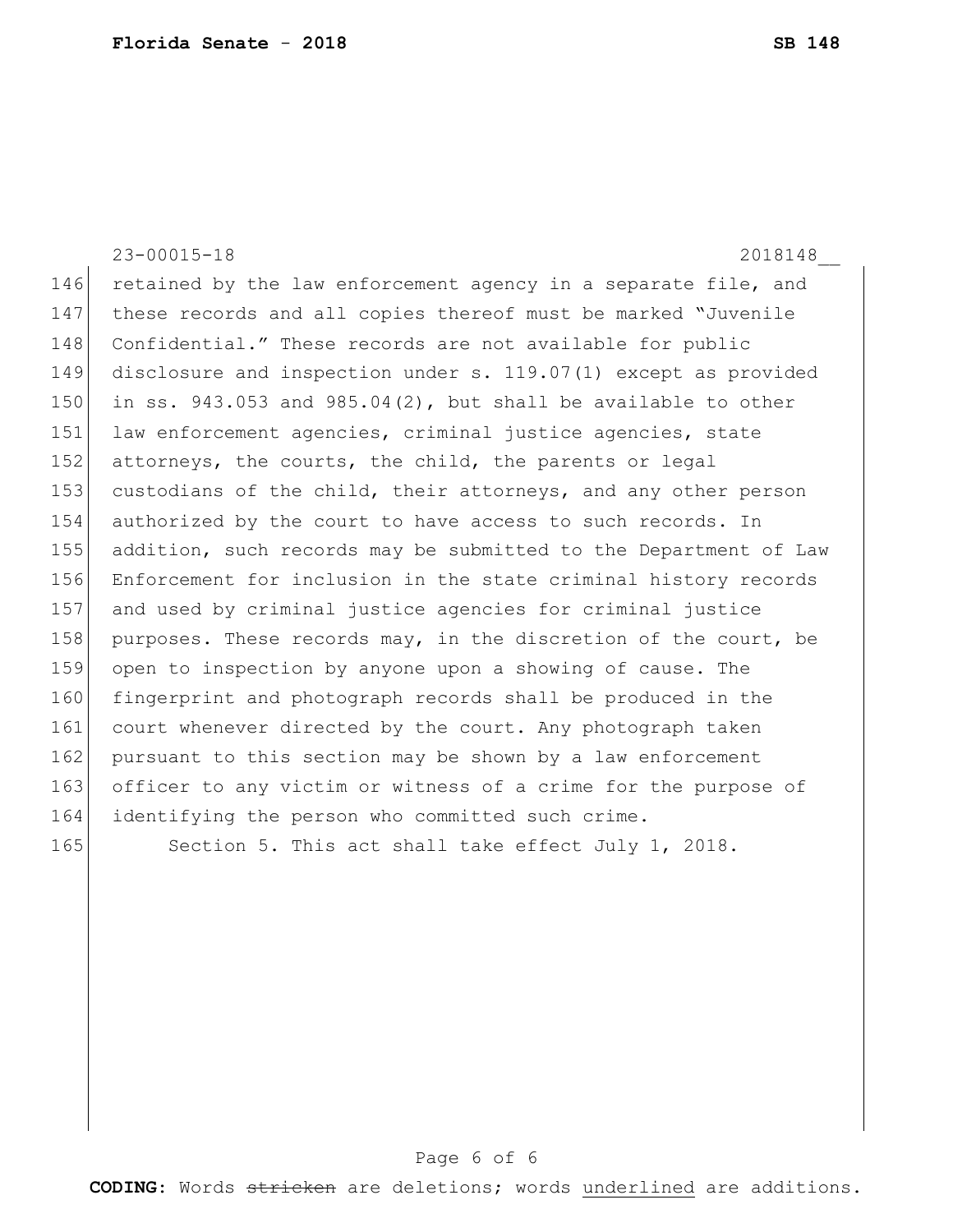retained by the law enforcement agency in a separate file, and these records and all copies thereof must be marked "Juvenile Confidential." These records are not available for public disclosure and inspection under s. 119.07(1) except as provided in ss. 943.053 and 985.04(2), but shall be available to other law enforcement agencies, criminal justice agencies, state attorneys, the courts, the child, the parents or legal custodians of the child, their attorneys, and any other person authorized by the court to have access to such records. In addition, such records may be submitted to the Department of Law Enforcement for inclusion in the state criminal history records and used by criminal justice agencies for criminal justice purposes. These records may, in the discretion of the court, be open to inspection by anyone upon a showing of cause. The fingerprint and photograph records shall be produced in the court whenever directed by the court. Any photograph taken pursuant to this section may be shown by a law enforcement officer to any victim or witness of a crime for the purpose of identifying the person who committed such crime.

Section 5. This act shall take effect July 1, 2018.